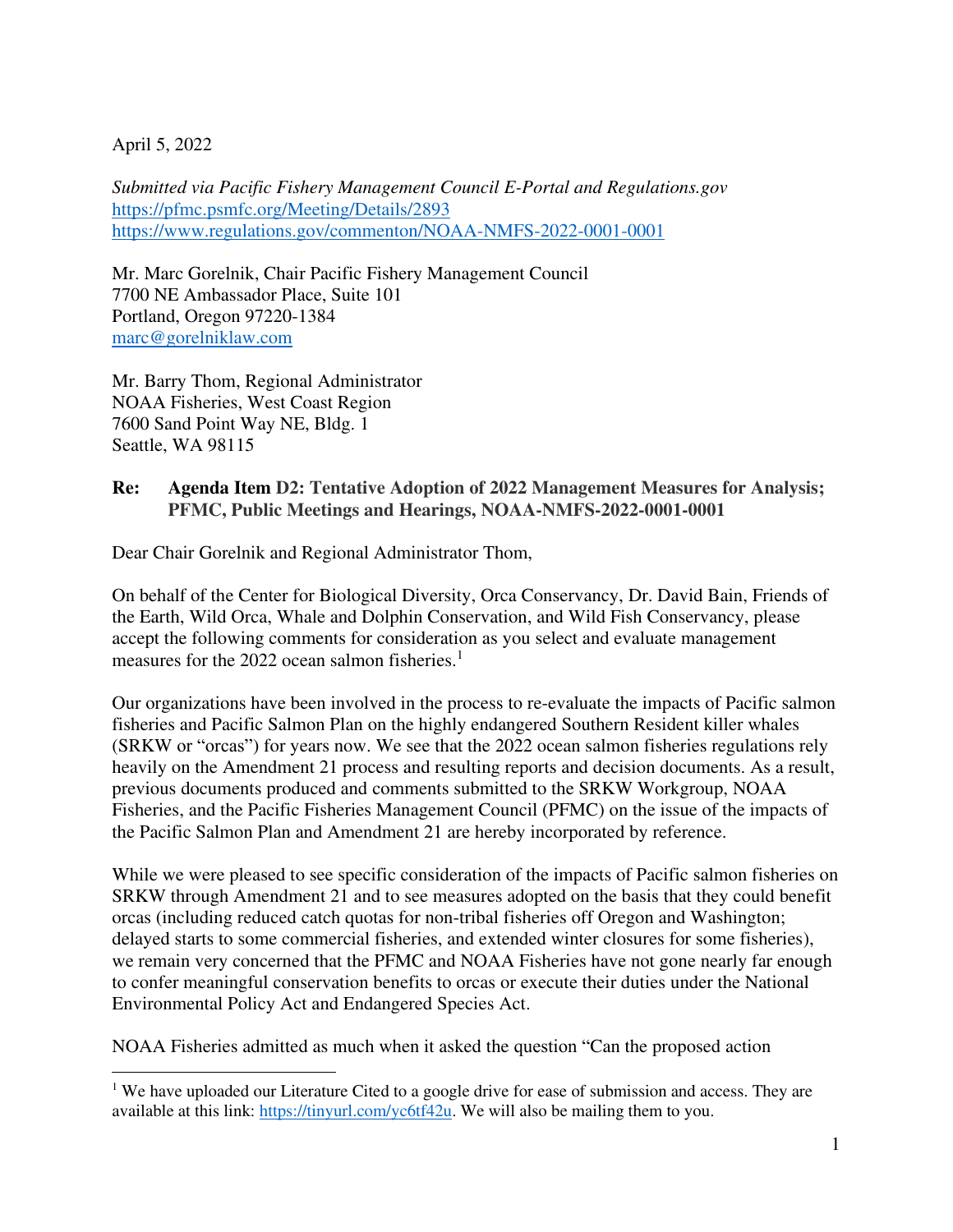April 5, 2022

*Submitted via Pacific Fishery Management Council E-Portal and Regulations.gov*
https://pfmc.psmfc.org/Meeting/Details/2893
https://www.regulations.gov/commenton/NOAA-NMFS-2022-0001-0001

Mr. Marc Gorelnik, Chair Pacific Fishery Management Council
7700 NE Ambassador Place, Suite 101
Portland, Oregon 97220-1384
marc@gorelniklaw.com

Mr. Barry Thom, Regional Administrator
NOAA Fisheries, West Coast Region
7600 Sand Point Way NE, Bldg. 1
Seattle, WA 98115

**Re: Agenda Item D2: Tentative Adoption of 2022 Management Measures for Analysis; PFMC, Public Meetings and Hearings, NOAA-NMFS-2022-0001-0001**

Dear Chair Gorelnik and Regional Administrator Thom,

On behalf of the Center for Biological Diversity, Orca Conservancy, Dr. David Bain, Friends of the Earth, Wild Orca, Whale and Dolphin Conservation, and Wild Fish Conservancy, please accept the following comments for consideration as you select and evaluate management measures for the 2022 ocean salmon fisheries.[1]

Our organizations have been involved in the process to re-evaluate the impacts of Pacific salmon fisheries and Pacific Salmon Plan on the highly endangered Southern Resident killer whales (SRKW or "orcas") for years now. We see that the 2022 ocean salmon fisheries regulations rely heavily on the Amendment 21 process and resulting reports and decision documents. As a result, previous documents produced and comments submitted to the SRKW Workgroup, NOAA Fisheries, and the Pacific Fisheries Management Council (PFMC) on the issue of the impacts of the Pacific Salmon Plan and Amendment 21 are hereby incorporated by reference.

While we were pleased to see specific consideration of the impacts of Pacific salmon fisheries on SRKW through Amendment 21 and to see measures adopted on the basis that they could benefit orcas (including reduced catch quotas for non-tribal fisheries off Oregon and Washington; delayed starts to some commercial fisheries, and extended winter closures for some fisheries), we remain very concerned that the PFMC and NOAA Fisheries have not gone nearly far enough to confer meaningful conservation benefits to orcas or execute their duties under the National Environmental Policy Act and Endangered Species Act.

NOAA Fisheries admitted as much when it asked the question "Can the proposed action

[1] We have uploaded our Literature Cited to a google drive for ease of submission and access. They are available at this link: https://tinyurl.com/yc6tf42u. We will also be mailing them to you.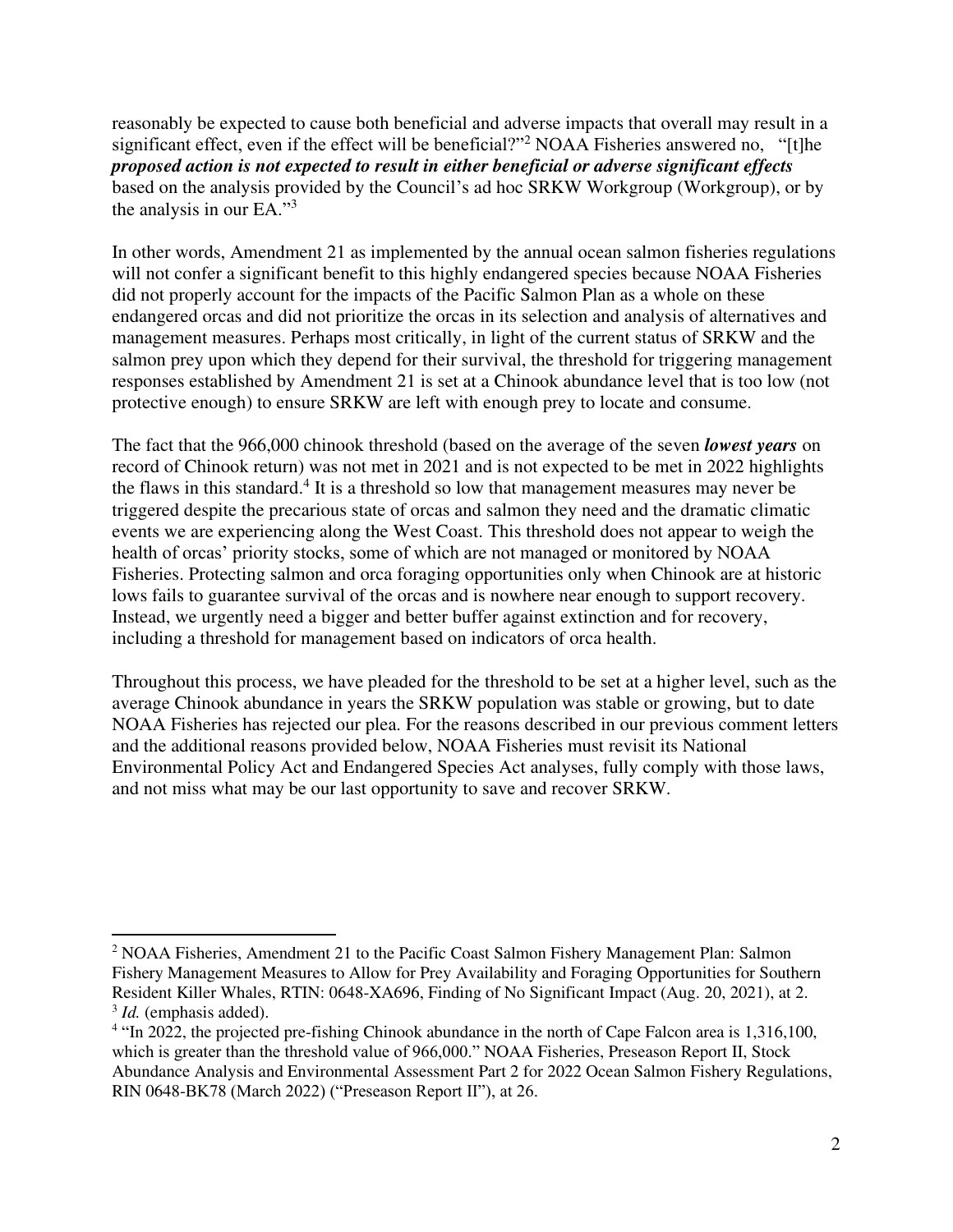reasonably be expected to cause both beneficial and adverse impacts that overall may result in a significant effect, even if the effect will be beneficial?"[2] NOAA Fisheries answered no, "[t]he ***proposed action is not expected to result in either beneficial or adverse significant effects*** based on the analysis provided by the Council's ad hoc SRKW Workgroup (Workgroup), or by the analysis in our EA."[3]

In other words, Amendment 21 as implemented by the annual ocean salmon fisheries regulations will not confer a significant benefit to this highly endangered species because NOAA Fisheries did not properly account for the impacts of the Pacific Salmon Plan as a whole on these endangered orcas and did not prioritize the orcas in its selection and analysis of alternatives and management measures. Perhaps most critically, in light of the current status of SRKW and the salmon prey upon which they depend for their survival, the threshold for triggering management responses established by Amendment 21 is set at a Chinook abundance level that is too low (not protective enough) to ensure SRKW are left with enough prey to locate and consume.

The fact that the 966,000 chinook threshold (based on the average of the seven ***lowest years*** on record of Chinook return) was not met in 2021 and is not expected to be met in 2022 highlights the flaws in this standard.[4] It is a threshold so low that management measures may never be triggered despite the precarious state of orcas and salmon they need and the dramatic climatic events we are experiencing along the West Coast. This threshold does not appear to weigh the health of orcas' priority stocks, some of which are not managed or monitored by NOAA Fisheries. Protecting salmon and orca foraging opportunities only when Chinook are at historic lows fails to guarantee survival of the orcas and is nowhere near enough to support recovery. Instead, we urgently need a bigger and better buffer against extinction and for recovery, including a threshold for management based on indicators of orca health.

Throughout this process, we have pleaded for the threshold to be set at a higher level, such as the average Chinook abundance in years the SRKW population was stable or growing, but to date NOAA Fisheries has rejected our plea. For the reasons described in our previous comment letters and the additional reasons provided below, NOAA Fisheries must revisit its National Environmental Policy Act and Endangered Species Act analyses, fully comply with those laws, and not miss what may be our last opportunity to save and recover SRKW.

---

[2] NOAA Fisheries, Amendment 21 to the Pacific Coast Salmon Fishery Management Plan: Salmon Fishery Management Measures to Allow for Prey Availability and Foraging Opportunities for Southern Resident Killer Whales, RTIN: 0648-XA696, Finding of No Significant Impact (Aug. 20, 2021), at 2.

[3] *Id.* (emphasis added).

[4] "In 2022, the projected pre-fishing Chinook abundance in the north of Cape Falcon area is 1,316,100, which is greater than the threshold value of 966,000." NOAA Fisheries, Preseason Report II, Stock Abundance Analysis and Environmental Assessment Part 2 for 2022 Ocean Salmon Fishery Regulations, RIN 0648-BK78 (March 2022) ("Preseason Report II"), at 26.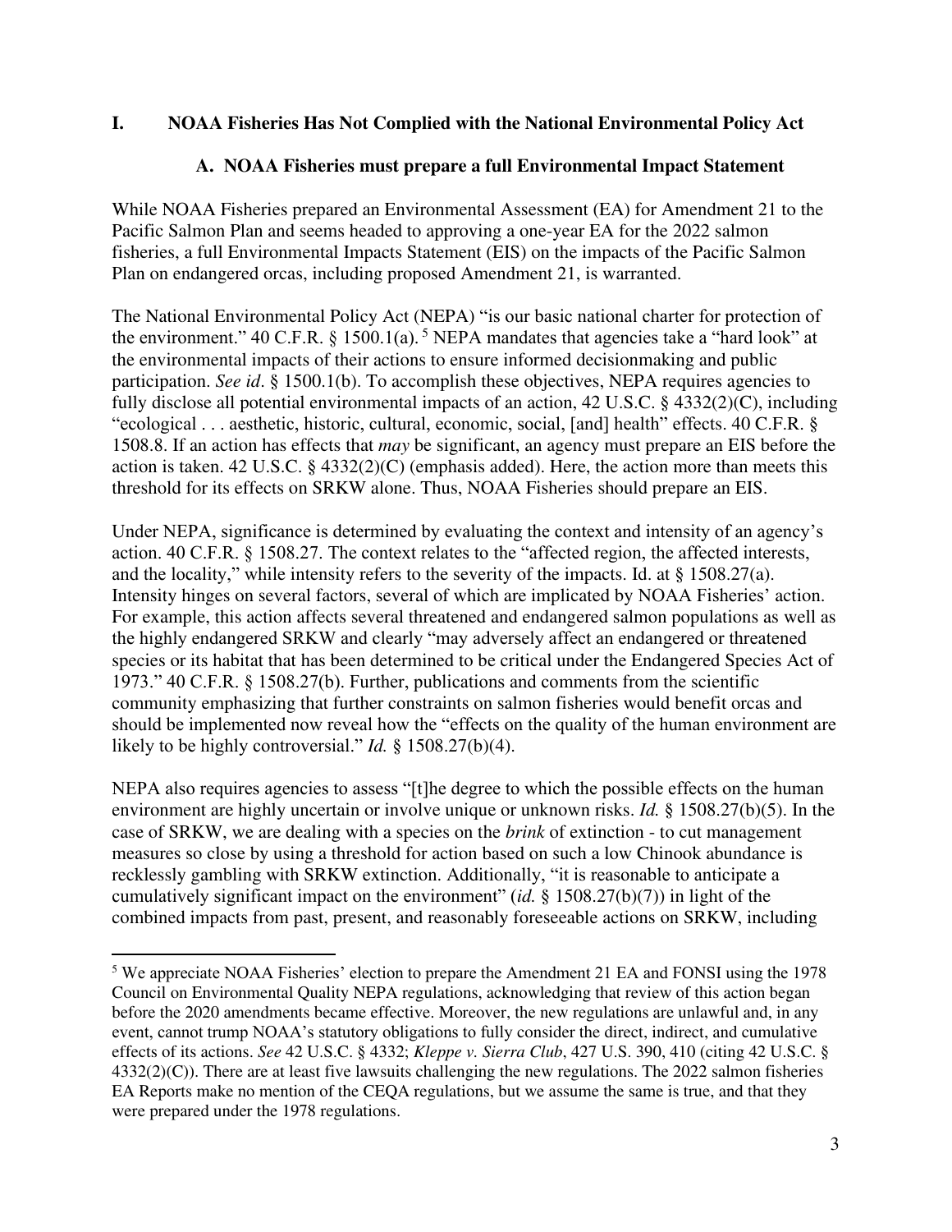## I. NOAA Fisheries Has Not Complied with the National Environmental Policy Act

### A. NOAA Fisheries must prepare a full Environmental Impact Statement

While NOAA Fisheries prepared an Environmental Assessment (EA) for Amendment 21 to the Pacific Salmon Plan and seems headed to approving a one-year EA for the 2022 salmon fisheries, a full Environmental Impacts Statement (EIS) on the impacts of the Pacific Salmon Plan on endangered orcas, including proposed Amendment 21, is warranted.

The National Environmental Policy Act (NEPA) "is our basic national charter for protection of the environment." 40 C.F.R. § 1500.1(a).[5] NEPA mandates that agencies take a "hard look" at the environmental impacts of their actions to ensure informed decisionmaking and public participation. *See id*. § 1500.1(b). To accomplish these objectives, NEPA requires agencies to fully disclose all potential environmental impacts of an action, 42 U.S.C. § 4332(2)(C), including "ecological . . . aesthetic, historic, cultural, economic, social, [and] health" effects. 40 C.F.R. § 1508.8. If an action has effects that *may* be significant, an agency must prepare an EIS before the action is taken. 42 U.S.C. § 4332(2)(C) (emphasis added). Here, the action more than meets this threshold for its effects on SRKW alone. Thus, NOAA Fisheries should prepare an EIS.

Under NEPA, significance is determined by evaluating the context and intensity of an agency's action. 40 C.F.R. § 1508.27. The context relates to the "affected region, the affected interests, and the locality," while intensity refers to the severity of the impacts. Id. at § 1508.27(a). Intensity hinges on several factors, several of which are implicated by NOAA Fisheries' action. For example, this action affects several threatened and endangered salmon populations as well as the highly endangered SRKW and clearly "may adversely affect an endangered or threatened species or its habitat that has been determined to be critical under the Endangered Species Act of 1973." 40 C.F.R. § 1508.27(b). Further, publications and comments from the scientific community emphasizing that further constraints on salmon fisheries would benefit orcas and should be implemented now reveal how the "effects on the quality of the human environment are likely to be highly controversial." *Id.* § 1508.27(b)(4).

NEPA also requires agencies to assess "[t]he degree to which the possible effects on the human environment are highly uncertain or involve unique or unknown risks. *Id.* § 1508.27(b)(5). In the case of SRKW, we are dealing with a species on the *brink* of extinction - to cut management measures so close by using a threshold for action based on such a low Chinook abundance is recklessly gambling with SRKW extinction. Additionally, "it is reasonable to anticipate a cumulatively significant impact on the environment" (*id.* § 1508.27(b)(7)) in light of the combined impacts from past, present, and reasonably foreseeable actions on SRKW, including

---

[5] We appreciate NOAA Fisheries' election to prepare the Amendment 21 EA and FONSI using the 1978 Council on Environmental Quality NEPA regulations, acknowledging that review of this action began before the 2020 amendments became effective. Moreover, the new regulations are unlawful and, in any event, cannot trump NOAA's statutory obligations to fully consider the direct, indirect, and cumulative effects of its actions. *See* 42 U.S.C. § 4332; *Kleppe v. Sierra Club*, 427 U.S. 390, 410 (citing 42 U.S.C. § 4332(2)(C)). There are at least five lawsuits challenging the new regulations. The 2022 salmon fisheries EA Reports make no mention of the CEQA regulations, but we assume the same is true, and that they were prepared under the 1978 regulations.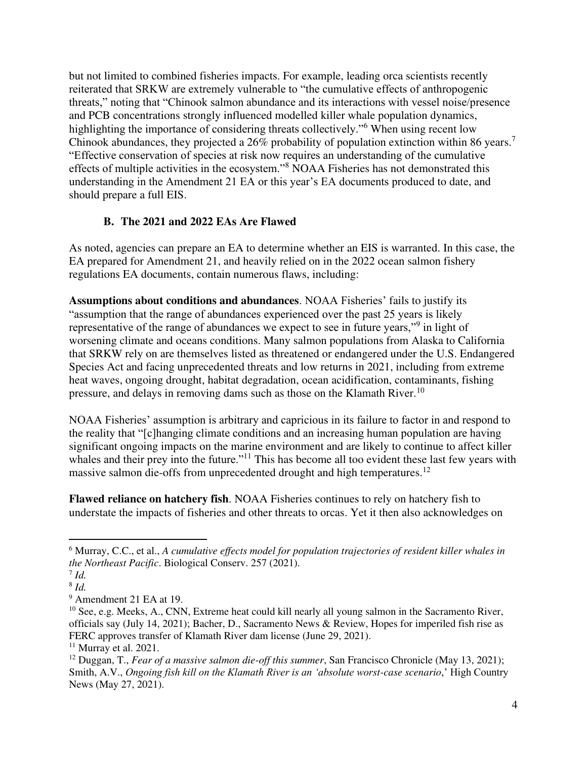but not limited to combined fisheries impacts. For example, leading orca scientists recently reiterated that SRKW are extremely vulnerable to "the cumulative effects of anthropogenic threats," noting that "Chinook salmon abundance and its interactions with vessel noise/presence and PCB concentrations strongly influenced modelled killer whale population dynamics, highlighting the importance of considering threats collectively."[6] When using recent low Chinook abundances, they projected a 26% probability of population extinction within 86 years.[7] "Effective conservation of species at risk now requires an understanding of the cumulative effects of multiple activities in the ecosystem."[8] NOAA Fisheries has not demonstrated this understanding in the Amendment 21 EA or this year's EA documents produced to date, and should prepare a full EIS.

### B. The 2021 and 2022 EAs Are Flawed

As noted, agencies can prepare an EA to determine whether an EIS is warranted. In this case, the EA prepared for Amendment 21, and heavily relied on in the 2022 ocean salmon fishery regulations EA documents, contain numerous flaws, including:

**Assumptions about conditions and abundances**. NOAA Fisheries' fails to justify its "assumption that the range of abundances experienced over the past 25 years is likely representative of the range of abundances we expect to see in future years,"[9] in light of worsening climate and oceans conditions. Many salmon populations from Alaska to California that SRKW rely on are themselves listed as threatened or endangered under the U.S. Endangered Species Act and facing unprecedented threats and low returns in 2021, including from extreme heat waves, ongoing drought, habitat degradation, ocean acidification, contaminants, fishing pressure, and delays in removing dams such as those on the Klamath River.[10]

NOAA Fisheries' assumption is arbitrary and capricious in its failure to factor in and respond to the reality that "[c]hanging climate conditions and an increasing human population are having significant ongoing impacts on the marine environment and are likely to continue to affect killer whales and their prey into the future."[11] This has become all too evident these last few years with massive salmon die-offs from unprecedented drought and high temperatures.[12]

**Flawed reliance on hatchery fish**. NOAA Fisheries continues to rely on hatchery fish to understate the impacts of fisheries and other threats to orcas. Yet it then also acknowledges on

---

[6] Murray, C.C., et al., *A cumulative effects model for population trajectories of resident killer whales in the Northeast Pacific*. Biological Conserv. 257 (2021).

[7] *Id.*

[8] *Id.*

[9] Amendment 21 EA at 19.

[10] See, e.g. Meeks, A., CNN, Extreme heat could kill nearly all young salmon in the Sacramento River, officials say (July 14, 2021); Bacher, D., Sacramento News & Review, Hopes for imperiled fish rise as FERC approves transfer of Klamath River dam license (June 29, 2021).

[11] Murray et al. 2021.

[12] Duggan, T., *Fear of a massive salmon die-off this summer*, San Francisco Chronicle (May 13, 2021); Smith, A.V., *Ongoing fish kill on the Klamath River is an 'absolute worst-case scenario*,' High Country News (May 27, 2021).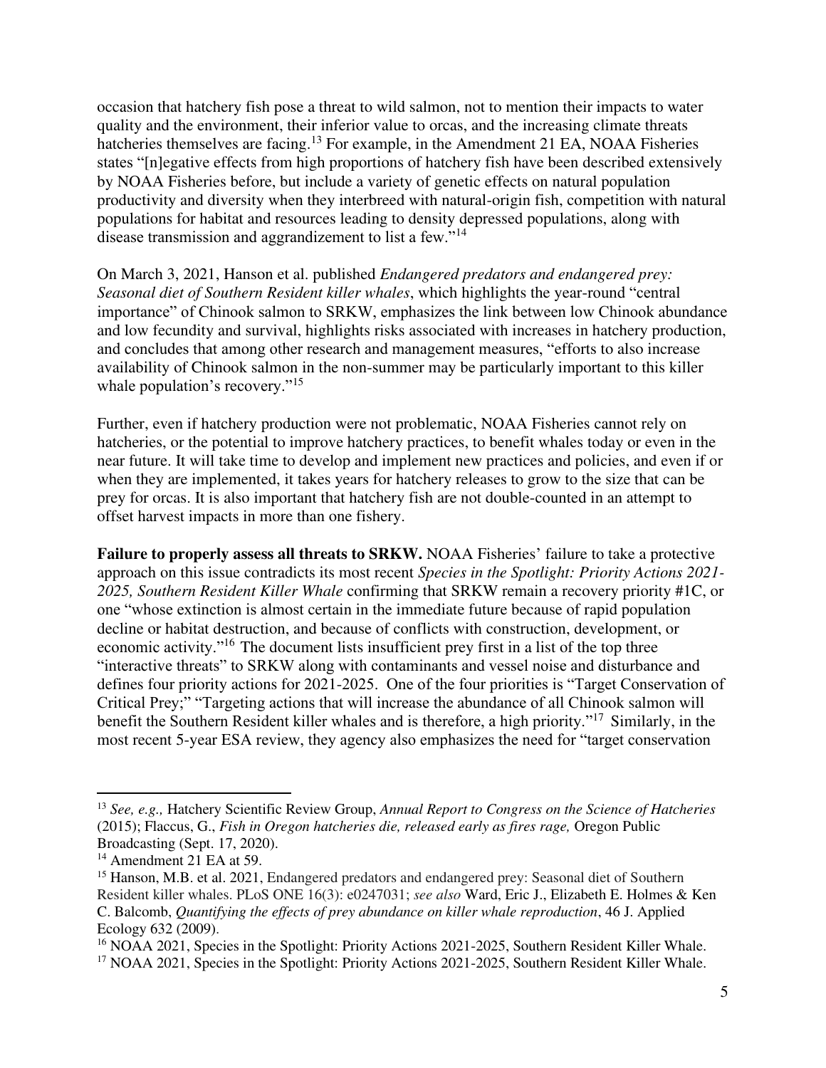occasion that hatchery fish pose a threat to wild salmon, not to mention their impacts to water quality and the environment, their inferior value to orcas, and the increasing climate threats hatcheries themselves are facing.[13] For example, in the Amendment 21 EA, NOAA Fisheries states "[n]egative effects from high proportions of hatchery fish have been described extensively by NOAA Fisheries before, but include a variety of genetic effects on natural population productivity and diversity when they interbreed with natural-origin fish, competition with natural populations for habitat and resources leading to density depressed populations, along with disease transmission and aggrandizement to list a few."[14]

On March 3, 2021, Hanson et al. published *Endangered predators and endangered prey: Seasonal diet of Southern Resident killer whales*, which highlights the year-round "central importance" of Chinook salmon to SRKW, emphasizes the link between low Chinook abundance and low fecundity and survival, highlights risks associated with increases in hatchery production, and concludes that among other research and management measures, "efforts to also increase availability of Chinook salmon in the non-summer may be particularly important to this killer whale population's recovery."[15]

Further, even if hatchery production were not problematic, NOAA Fisheries cannot rely on hatcheries, or the potential to improve hatchery practices, to benefit whales today or even in the near future. It will take time to develop and implement new practices and policies, and even if or when they are implemented, it takes years for hatchery releases to grow to the size that can be prey for orcas. It is also important that hatchery fish are not double-counted in an attempt to offset harvest impacts in more than one fishery.

**Failure to properly assess all threats to SRKW.** NOAA Fisheries' failure to take a protective approach on this issue contradicts its most recent *Species in the Spotlight: Priority Actions 2021-2025, Southern Resident Killer Whale* confirming that SRKW remain a recovery priority #1C, or one "whose extinction is almost certain in the immediate future because of rapid population decline or habitat destruction, and because of conflicts with construction, development, or economic activity."[16] The document lists insufficient prey first in a list of the top three "interactive threats" to SRKW along with contaminants and vessel noise and disturbance and defines four priority actions for 2021-2025. One of the four priorities is "Target Conservation of Critical Prey;" "Targeting actions that will increase the abundance of all Chinook salmon will benefit the Southern Resident killer whales and is therefore, a high priority."[17] Similarly, in the most recent 5-year ESA review, they agency also emphasizes the need for "target conservation

---

[13] *See, e.g.,* Hatchery Scientific Review Group, *Annual Report to Congress on the Science of Hatcheries* (2015); Flaccus, G., *Fish in Oregon hatcheries die, released early as fires rage,* Oregon Public Broadcasting (Sept. 17, 2020).

[14] Amendment 21 EA at 59.

[15] Hanson, M.B. et al. 2021, Endangered predators and endangered prey: Seasonal diet of Southern Resident killer whales. PLoS ONE 16(3): e0247031; *see also* Ward, Eric J., Elizabeth E. Holmes & Ken C. Balcomb, *Quantifying the effects of prey abundance on killer whale reproduction*, 46 J. Applied Ecology 632 (2009).

[16] NOAA 2021, Species in the Spotlight: Priority Actions 2021-2025, Southern Resident Killer Whale.

[17] NOAA 2021, Species in the Spotlight: Priority Actions 2021-2025, Southern Resident Killer Whale.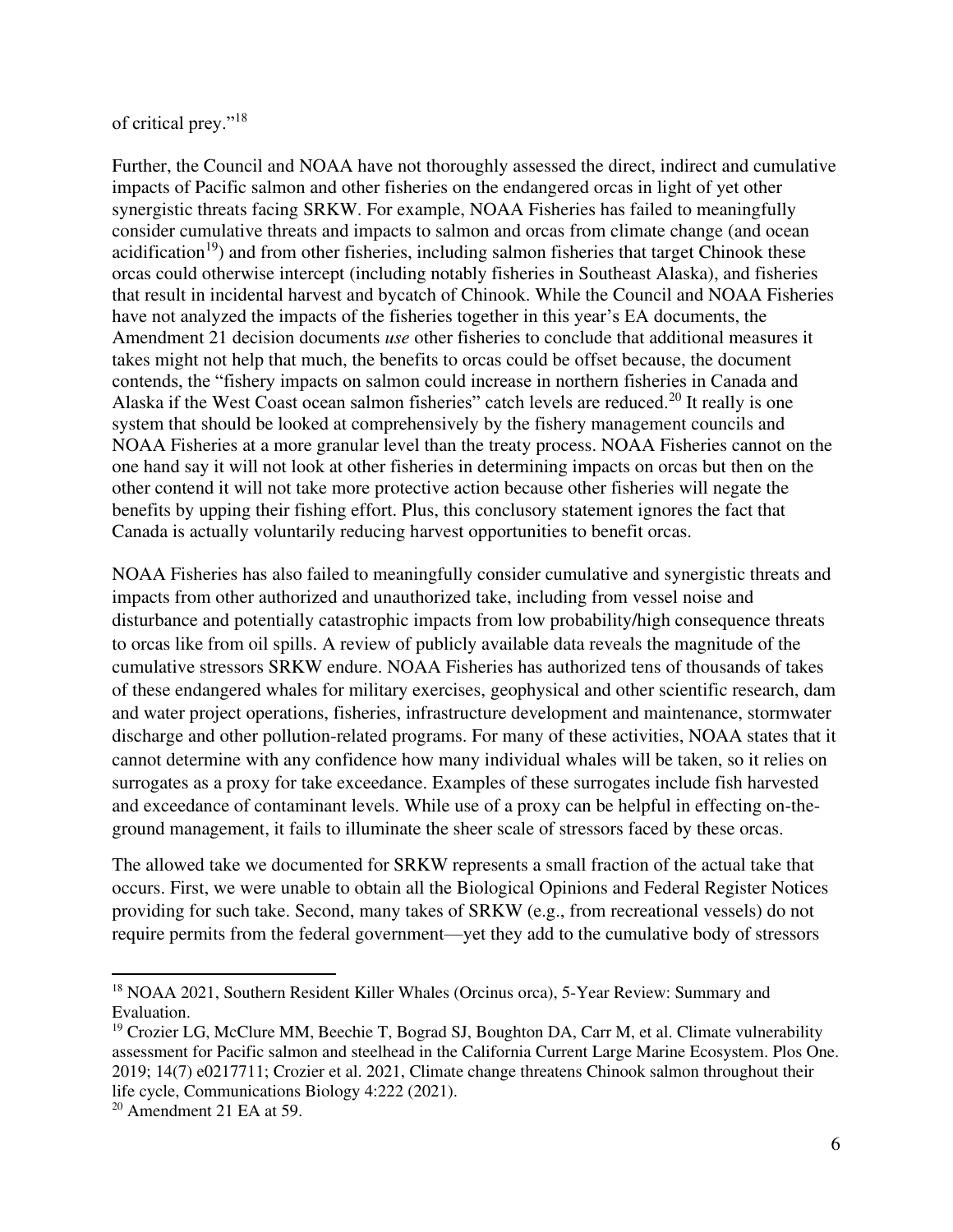of critical prey."[18]

Further, the Council and NOAA have not thoroughly assessed the direct, indirect and cumulative impacts of Pacific salmon and other fisheries on the endangered orcas in light of yet other synergistic threats facing SRKW. For example, NOAA Fisheries has failed to meaningfully consider cumulative threats and impacts to salmon and orcas from climate change (and ocean acidification[19]) and from other fisheries, including salmon fisheries that target Chinook these orcas could otherwise intercept (including notably fisheries in Southeast Alaska), and fisheries that result in incidental harvest and bycatch of Chinook. While the Council and NOAA Fisheries have not analyzed the impacts of the fisheries together in this year's EA documents, the Amendment 21 decision documents *use* other fisheries to conclude that additional measures it takes might not help that much, the benefits to orcas could be offset because, the document contends, the "fishery impacts on salmon could increase in northern fisheries in Canada and Alaska if the West Coast ocean salmon fisheries" catch levels are reduced.[20] It really is one system that should be looked at comprehensively by the fishery management councils and NOAA Fisheries at a more granular level than the treaty process. NOAA Fisheries cannot on the one hand say it will not look at other fisheries in determining impacts on orcas but then on the other contend it will not take more protective action because other fisheries will negate the benefits by upping their fishing effort. Plus, this conclusory statement ignores the fact that Canada is actually voluntarily reducing harvest opportunities to benefit orcas.

NOAA Fisheries has also failed to meaningfully consider cumulative and synergistic threats and impacts from other authorized and unauthorized take, including from vessel noise and disturbance and potentially catastrophic impacts from low probability/high consequence threats to orcas like from oil spills. A review of publicly available data reveals the magnitude of the cumulative stressors SRKW endure. NOAA Fisheries has authorized tens of thousands of takes of these endangered whales for military exercises, geophysical and other scientific research, dam and water project operations, fisheries, infrastructure development and maintenance, stormwater discharge and other pollution-related programs. For many of these activities, NOAA states that it cannot determine with any confidence how many individual whales will be taken, so it relies on surrogates as a proxy for take exceedance. Examples of these surrogates include fish harvested and exceedance of contaminant levels. While use of a proxy can be helpful in effecting on-the-ground management, it fails to illuminate the sheer scale of stressors faced by these orcas.

The allowed take we documented for SRKW represents a small fraction of the actual take that occurs. First, we were unable to obtain all the Biological Opinions and Federal Register Notices providing for such take. Second, many takes of SRKW (e.g., from recreational vessels) do not require permits from the federal government—yet they add to the cumulative body of stressors

---

[18] NOAA 2021, Southern Resident Killer Whales (Orcinus orca), 5-Year Review: Summary and Evaluation.

[19] Crozier LG, McClure MM, Beechie T, Bograd SJ, Boughton DA, Carr M, et al. Climate vulnerability assessment for Pacific salmon and steelhead in the California Current Large Marine Ecosystem. Plos One. 2019; 14(7) e0217711; Crozier et al. 2021, Climate change threatens Chinook salmon throughout their life cycle, Communications Biology 4:222 (2021).

[20] Amendment 21 EA at 59.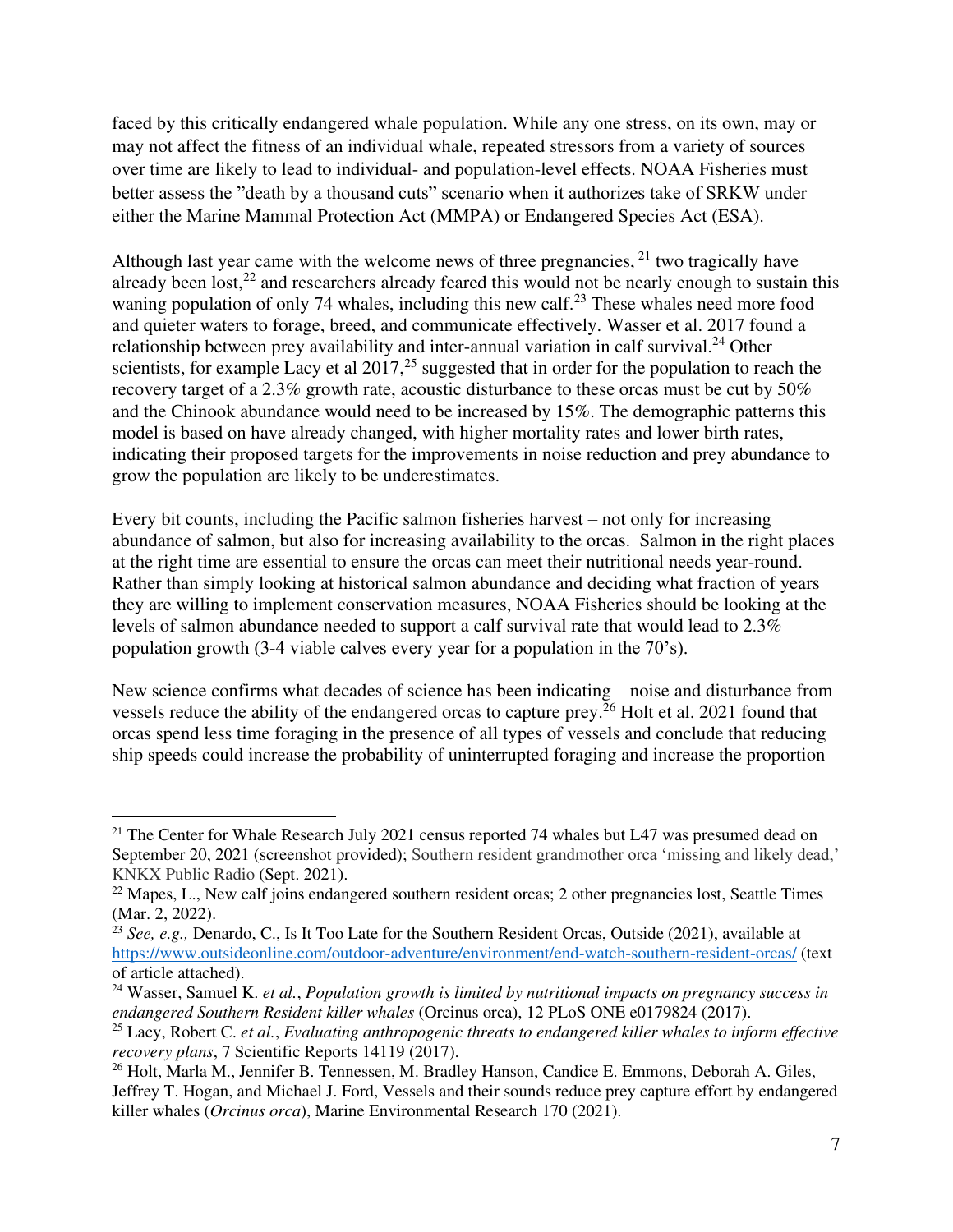faced by this critically endangered whale population. While any one stress, on its own, may or may not affect the fitness of an individual whale, repeated stressors from a variety of sources over time are likely to lead to individual- and population-level effects. NOAA Fisheries must better assess the "death by a thousand cuts" scenario when it authorizes take of SRKW under either the Marine Mammal Protection Act (MMPA) or Endangered Species Act (ESA).

Although last year came with the welcome news of three pregnancies, [21] two tragically have already been lost,[22] and researchers already feared this would not be nearly enough to sustain this waning population of only 74 whales, including this new calf.[23] These whales need more food and quieter waters to forage, breed, and communicate effectively. Wasser et al. 2017 found a relationship between prey availability and inter-annual variation in calf survival.[24] Other scientists, for example Lacy et al 2017,[25] suggested that in order for the population to reach the recovery target of a 2.3% growth rate, acoustic disturbance to these orcas must be cut by 50% and the Chinook abundance would need to be increased by 15%. The demographic patterns this model is based on have already changed, with higher mortality rates and lower birth rates, indicating their proposed targets for the improvements in noise reduction and prey abundance to grow the population are likely to be underestimates.

Every bit counts, including the Pacific salmon fisheries harvest – not only for increasing abundance of salmon, but also for increasing availability to the orcas. Salmon in the right places at the right time are essential to ensure the orcas can meet their nutritional needs year-round. Rather than simply looking at historical salmon abundance and deciding what fraction of years they are willing to implement conservation measures, NOAA Fisheries should be looking at the levels of salmon abundance needed to support a calf survival rate that would lead to 2.3% population growth (3-4 viable calves every year for a population in the 70's).

New science confirms what decades of science has been indicating—noise and disturbance from vessels reduce the ability of the endangered orcas to capture prey.[26] Holt et al. 2021 found that orcas spend less time foraging in the presence of all types of vessels and conclude that reducing ship speeds could increase the probability of uninterrupted foraging and increase the proportion

---

[21] The Center for Whale Research July 2021 census reported 74 whales but L47 was presumed dead on September 20, 2021 (screenshot provided); Southern resident grandmother orca 'missing and likely dead,' KNKX Public Radio (Sept. 2021).

[22] Mapes, L., New calf joins endangered southern resident orcas; 2 other pregnancies lost, Seattle Times (Mar. 2, 2022).

[23] *See, e.g.,* Denardo, C., Is It Too Late for the Southern Resident Orcas, Outside (2021), available at https://www.outsideonline.com/outdoor-adventure/environment/end-watch-southern-resident-orcas/ (text of article attached).

[24] Wasser, Samuel K. *et al.*, *Population growth is limited by nutritional impacts on pregnancy success in endangered Southern Resident killer whales* (Orcinus orca), 12 PLoS ONE e0179824 (2017).

[25] Lacy, Robert C. *et al.*, *Evaluating anthropogenic threats to endangered killer whales to inform effective recovery plans*, 7 Scientific Reports 14119 (2017).

[26] Holt, Marla M., Jennifer B. Tennessen, M. Bradley Hanson, Candice E. Emmons, Deborah A. Giles, Jeffrey T. Hogan, and Michael J. Ford, Vessels and their sounds reduce prey capture effort by endangered killer whales (*Orcinus orca*), Marine Environmental Research 170 (2021).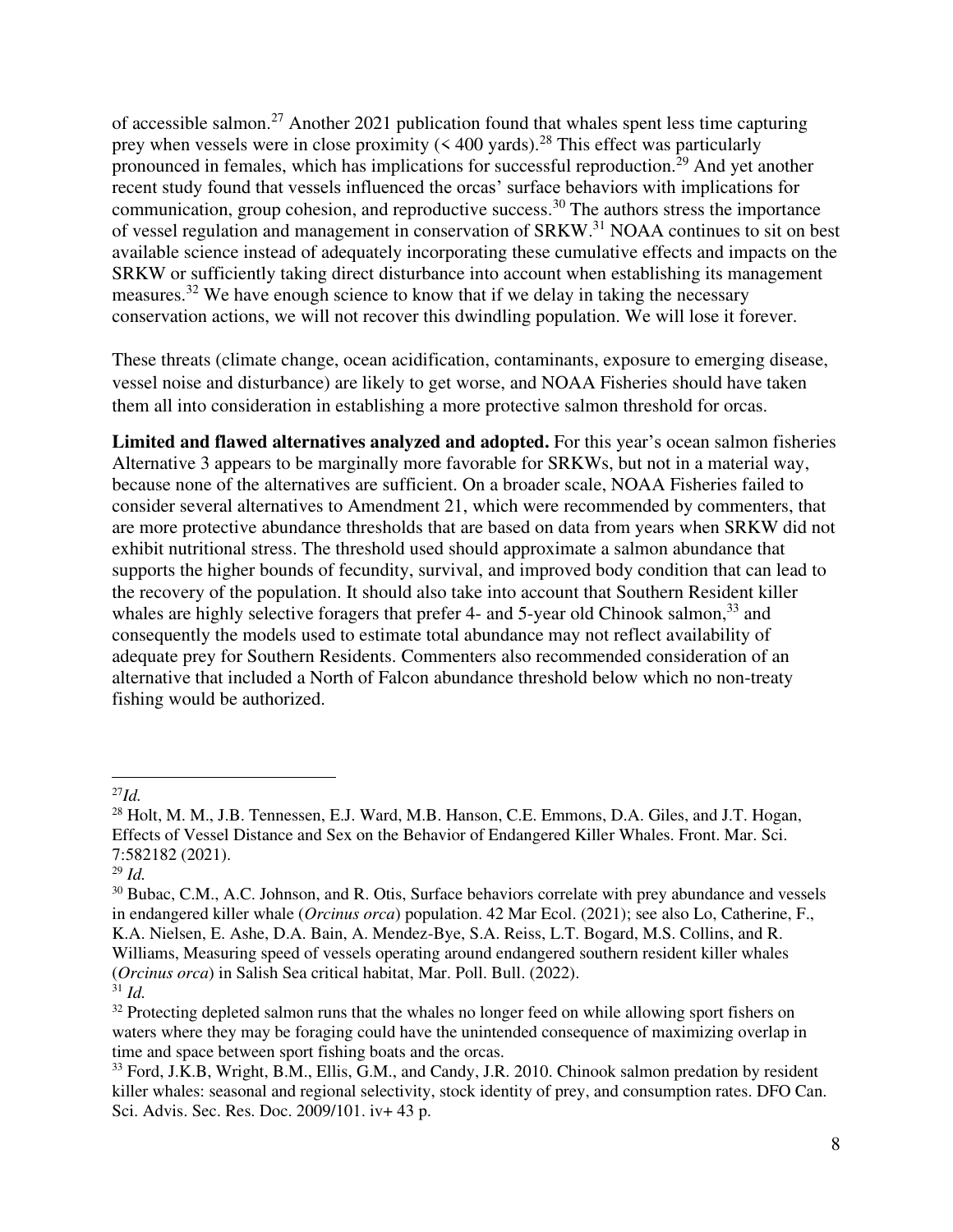of accessible salmon.[27] Another 2021 publication found that whales spent less time capturing prey when vessels were in close proximity (< 400 yards).[28] This effect was particularly pronounced in females, which has implications for successful reproduction.[29] And yet another recent study found that vessels influenced the orcas' surface behaviors with implications for communication, group cohesion, and reproductive success.[30] The authors stress the importance of vessel regulation and management in conservation of SRKW.[31] NOAA continues to sit on best available science instead of adequately incorporating these cumulative effects and impacts on the SRKW or sufficiently taking direct disturbance into account when establishing its management measures.[32] We have enough science to know that if we delay in taking the necessary conservation actions, we will not recover this dwindling population. We will lose it forever.

These threats (climate change, ocean acidification, contaminants, exposure to emerging disease, vessel noise and disturbance) are likely to get worse, and NOAA Fisheries should have taken them all into consideration in establishing a more protective salmon threshold for orcas.

**Limited and flawed alternatives analyzed and adopted.** For this year's ocean salmon fisheries Alternative 3 appears to be marginally more favorable for SRKWs, but not in a material way, because none of the alternatives are sufficient. On a broader scale, NOAA Fisheries failed to consider several alternatives to Amendment 21, which were recommended by commenters, that are more protective abundance thresholds that are based on data from years when SRKW did not exhibit nutritional stress. The threshold used should approximate a salmon abundance that supports the higher bounds of fecundity, survival, and improved body condition that can lead to the recovery of the population. It should also take into account that Southern Resident killer whales are highly selective foragers that prefer 4- and 5-year old Chinook salmon,[33] and consequently the models used to estimate total abundance may not reflect availability of adequate prey for Southern Residents. Commenters also recommended consideration of an alternative that included a North of Falcon abundance threshold below which no non-treaty fishing would be authorized.

---

[27] *Id.*

[28] Holt, M. M., J.B. Tennessen, E.J. Ward, M.B. Hanson, C.E. Emmons, D.A. Giles, and J.T. Hogan, Effects of Vessel Distance and Sex on the Behavior of Endangered Killer Whales. Front. Mar. Sci. 7:582182 (2021).

[29] *Id.*

[30] Bubac, C.M., A.C. Johnson, and R. Otis, Surface behaviors correlate with prey abundance and vessels in endangered killer whale (*Orcinus orca*) population. 42 Mar Ecol. (2021); see also Lo, Catherine, F., K.A. Nielsen, E. Ashe, D.A. Bain, A. Mendez-Bye, S.A. Reiss, L.T. Bogard, M.S. Collins, and R. Williams, Measuring speed of vessels operating around endangered southern resident killer whales (*Orcinus orca*) in Salish Sea critical habitat, Mar. Poll. Bull. (2022).

[31] *Id.*

[32] Protecting depleted salmon runs that the whales no longer feed on while allowing sport fishers on waters where they may be foraging could have the unintended consequence of maximizing overlap in time and space between sport fishing boats and the orcas.

[33] Ford, J.K.B, Wright, B.M., Ellis, G.M., and Candy, J.R. 2010. Chinook salmon predation by resident killer whales: seasonal and regional selectivity, stock identity of prey, and consumption rates. DFO Can. Sci. Advis. Sec. Res. Doc. 2009/101. iv+ 43 p.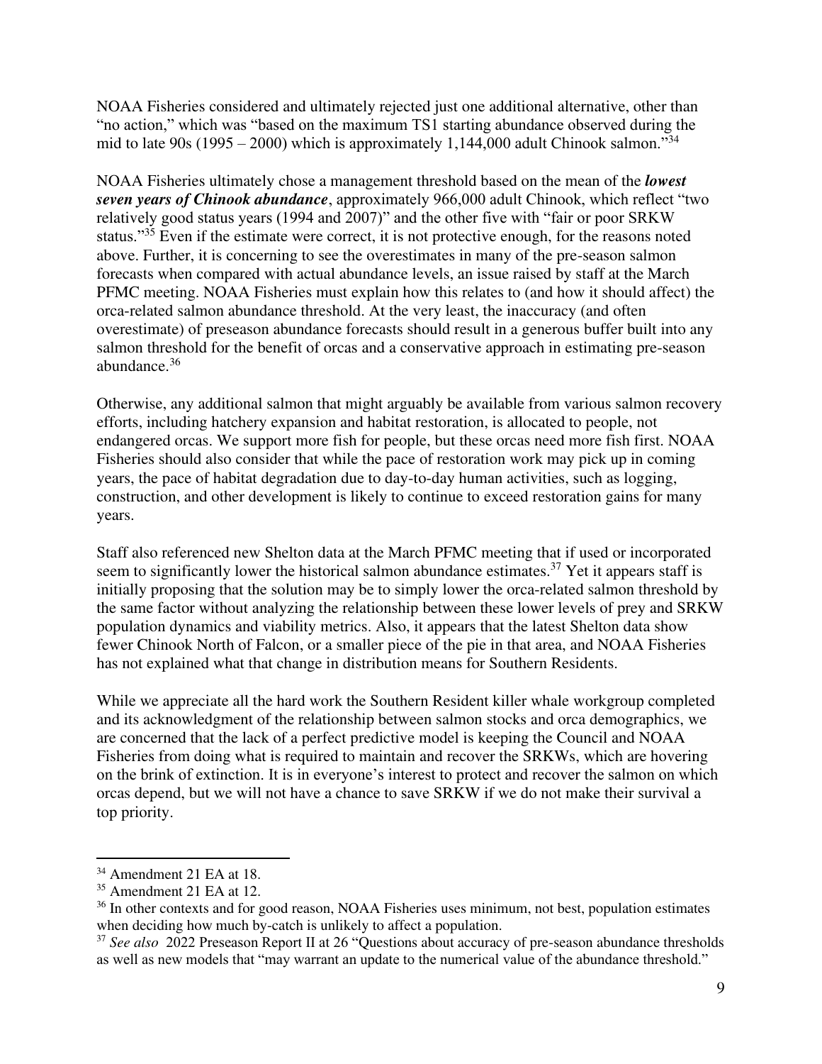NOAA Fisheries considered and ultimately rejected just one additional alternative, other than "no action," which was "based on the maximum TS1 starting abundance observed during the mid to late 90s (1995 – 2000) which is approximately 1,144,000 adult Chinook salmon."[34]

NOAA Fisheries ultimately chose a management threshold based on the mean of the ***lowest seven years of Chinook abundance***, approximately 966,000 adult Chinook, which reflect "two relatively good status years (1994 and 2007)" and the other five with "fair or poor SRKW status."[35] Even if the estimate were correct, it is not protective enough, for the reasons noted above. Further, it is concerning to see the overestimates in many of the pre-season salmon forecasts when compared with actual abundance levels, an issue raised by staff at the March PFMC meeting. NOAA Fisheries must explain how this relates to (and how it should affect) the orca-related salmon abundance threshold. At the very least, the inaccuracy (and often overestimate) of preseason abundance forecasts should result in a generous buffer built into any salmon threshold for the benefit of orcas and a conservative approach in estimating pre-season abundance.[36]

Otherwise, any additional salmon that might arguably be available from various salmon recovery efforts, including hatchery expansion and habitat restoration, is allocated to people, not endangered orcas. We support more fish for people, but these orcas need more fish first. NOAA Fisheries should also consider that while the pace of restoration work may pick up in coming years, the pace of habitat degradation due to day-to-day human activities, such as logging, construction, and other development is likely to continue to exceed restoration gains for many years.

Staff also referenced new Shelton data at the March PFMC meeting that if used or incorporated seem to significantly lower the historical salmon abundance estimates.[37] Yet it appears staff is initially proposing that the solution may be to simply lower the orca-related salmon threshold by the same factor without analyzing the relationship between these lower levels of prey and SRKW population dynamics and viability metrics. Also, it appears that the latest Shelton data show fewer Chinook North of Falcon, or a smaller piece of the pie in that area, and NOAA Fisheries has not explained what that change in distribution means for Southern Residents.

While we appreciate all the hard work the Southern Resident killer whale workgroup completed and its acknowledgment of the relationship between salmon stocks and orca demographics, we are concerned that the lack of a perfect predictive model is keeping the Council and NOAA Fisheries from doing what is required to maintain and recover the SRKWs, which are hovering on the brink of extinction. It is in everyone's interest to protect and recover the salmon on which orcas depend, but we will not have a chance to save SRKW if we do not make their survival a top priority.

---

[34] Amendment 21 EA at 18.

[35] Amendment 21 EA at 12.

[36] In other contexts and for good reason, NOAA Fisheries uses minimum, not best, population estimates when deciding how much by-catch is unlikely to affect a population.

[37] *See also* 2022 Preseason Report II at 26 "Questions about accuracy of pre-season abundance thresholds as well as new models that "may warrant an update to the numerical value of the abundance threshold."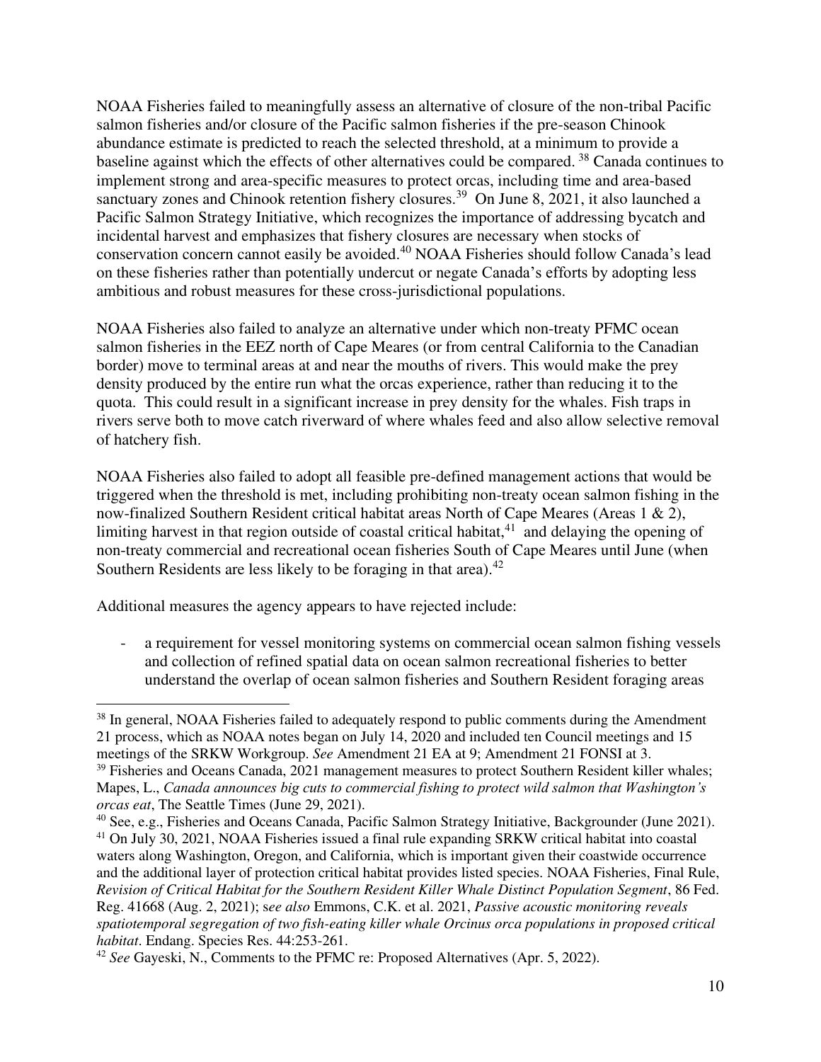NOAA Fisheries failed to meaningfully assess an alternative of closure of the non-tribal Pacific salmon fisheries and/or closure of the Pacific salmon fisheries if the pre-season Chinook abundance estimate is predicted to reach the selected threshold, at a minimum to provide a baseline against which the effects of other alternatives could be compared. [38] Canada continues to implement strong and area-specific measures to protect orcas, including time and area-based sanctuary zones and Chinook retention fishery closures.[39] On June 8, 2021, it also launched a Pacific Salmon Strategy Initiative, which recognizes the importance of addressing bycatch and incidental harvest and emphasizes that fishery closures are necessary when stocks of conservation concern cannot easily be avoided.[40] NOAA Fisheries should follow Canada's lead on these fisheries rather than potentially undercut or negate Canada's efforts by adopting less ambitious and robust measures for these cross-jurisdictional populations.

NOAA Fisheries also failed to analyze an alternative under which non-treaty PFMC ocean salmon fisheries in the EEZ north of Cape Meares (or from central California to the Canadian border) move to terminal areas at and near the mouths of rivers. This would make the prey density produced by the entire run what the orcas experience, rather than reducing it to the quota. This could result in a significant increase in prey density for the whales. Fish traps in rivers serve both to move catch riverward of where whales feed and also allow selective removal of hatchery fish.

NOAA Fisheries also failed to adopt all feasible pre-defined management actions that would be triggered when the threshold is met, including prohibiting non-treaty ocean salmon fishing in the now-finalized Southern Resident critical habitat areas North of Cape Meares (Areas 1 & 2), limiting harvest in that region outside of coastal critical habitat,[41] and delaying the opening of non-treaty commercial and recreational ocean fisheries South of Cape Meares until June (when Southern Residents are less likely to be foraging in that area).[42]

Additional measures the agency appears to have rejected include:

- a requirement for vessel monitoring systems on commercial ocean salmon fishing vessels and collection of refined spatial data on ocean salmon recreational fisheries to better understand the overlap of ocean salmon fisheries and Southern Resident foraging areas

---

[38] In general, NOAA Fisheries failed to adequately respond to public comments during the Amendment 21 process, which as NOAA notes began on July 14, 2020 and included ten Council meetings and 15 meetings of the SRKW Workgroup. *See* Amendment 21 EA at 9; Amendment 21 FONSI at 3.

[39] Fisheries and Oceans Canada, 2021 management measures to protect Southern Resident killer whales; Mapes, L., *Canada announces big cuts to commercial fishing to protect wild salmon that Washington's orcas eat*, The Seattle Times (June 29, 2021).

[40] See, e.g., Fisheries and Oceans Canada, Pacific Salmon Strategy Initiative, Backgrounder (June 2021).

[41] On July 30, 2021, NOAA Fisheries issued a final rule expanding SRKW critical habitat into coastal waters along Washington, Oregon, and California, which is important given their coastwide occurrence and the additional layer of protection critical habitat provides listed species. NOAA Fisheries, Final Rule, *Revision of Critical Habitat for the Southern Resident Killer Whale Distinct Population Segment*, 86 Fed. Reg. 41668 (Aug. 2, 2021); s*ee also* Emmons, C.K. et al. 2021, *Passive acoustic monitoring reveals spatiotemporal segregation of two fish-eating killer whale Orcinus orca populations in proposed critical habitat*. Endang. Species Res. 44:253-261.

[42] *See* Gayeski, N., Comments to the PFMC re: Proposed Alternatives (Apr. 5, 2022).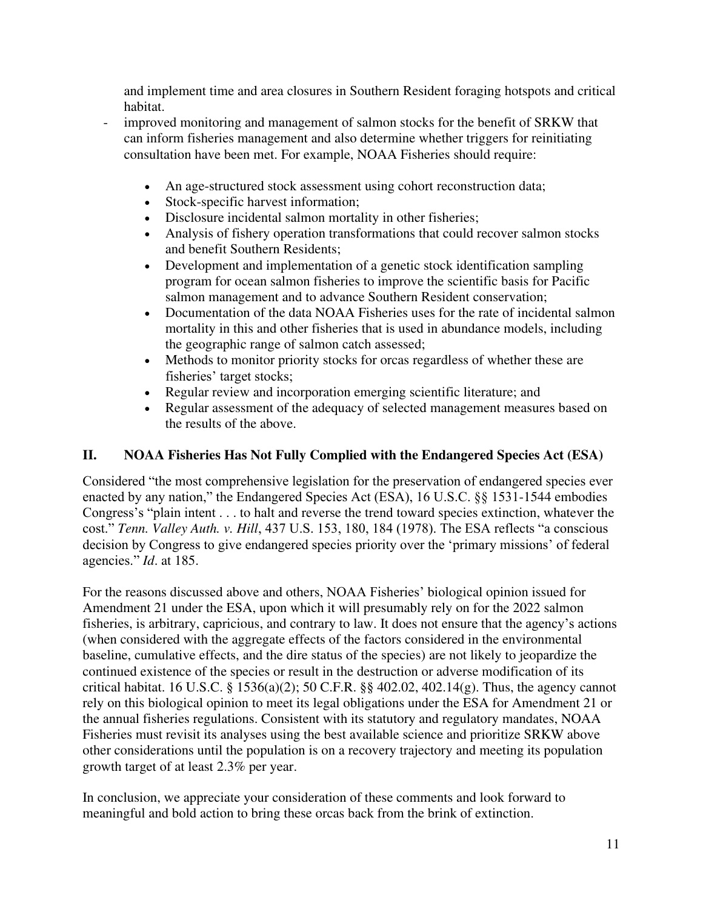and implement time and area closures in Southern Resident foraging hotspots and critical habitat.

- improved monitoring and management of salmon stocks for the benefit of SRKW that can inform fisheries management and also determine whether triggers for reinitiating consultation have been met. For example, NOAA Fisheries should require:

  - An age-structured stock assessment using cohort reconstruction data;
  - Stock-specific harvest information;
  - Disclosure incidental salmon mortality in other fisheries;
  - Analysis of fishery operation transformations that could recover salmon stocks and benefit Southern Residents;
  - Development and implementation of a genetic stock identification sampling program for ocean salmon fisheries to improve the scientific basis for Pacific salmon management and to advance Southern Resident conservation;
  - Documentation of the data NOAA Fisheries uses for the rate of incidental salmon mortality in this and other fisheries that is used in abundance models, including the geographic range of salmon catch assessed;
  - Methods to monitor priority stocks for orcas regardless of whether these are fisheries' target stocks;
  - Regular review and incorporation emerging scientific literature; and
  - Regular assessment of the adequacy of selected management measures based on the results of the above.

## II. NOAA Fisheries Has Not Fully Complied with the Endangered Species Act (ESA)

Considered "the most comprehensive legislation for the preservation of endangered species ever enacted by any nation," the Endangered Species Act (ESA), 16 U.S.C. §§ 1531-1544 embodies Congress's "plain intent . . . to halt and reverse the trend toward species extinction, whatever the cost." *Tenn. Valley Auth. v. Hill*, 437 U.S. 153, 180, 184 (1978). The ESA reflects "a conscious decision by Congress to give endangered species priority over the 'primary missions' of federal agencies." *Id*. at 185.

For the reasons discussed above and others, NOAA Fisheries' biological opinion issued for Amendment 21 under the ESA, upon which it will presumably rely on for the 2022 salmon fisheries, is arbitrary, capricious, and contrary to law. It does not ensure that the agency's actions (when considered with the aggregate effects of the factors considered in the environmental baseline, cumulative effects, and the dire status of the species) are not likely to jeopardize the continued existence of the species or result in the destruction or adverse modification of its critical habitat. 16 U.S.C. § 1536(a)(2); 50 C.F.R. §§ 402.02, 402.14(g). Thus, the agency cannot rely on this biological opinion to meet its legal obligations under the ESA for Amendment 21 or the annual fisheries regulations. Consistent with its statutory and regulatory mandates, NOAA Fisheries must revisit its analyses using the best available science and prioritize SRKW above other considerations until the population is on a recovery trajectory and meeting its population growth target of at least 2.3% per year.

In conclusion, we appreciate your consideration of these comments and look forward to meaningful and bold action to bring these orcas back from the brink of extinction.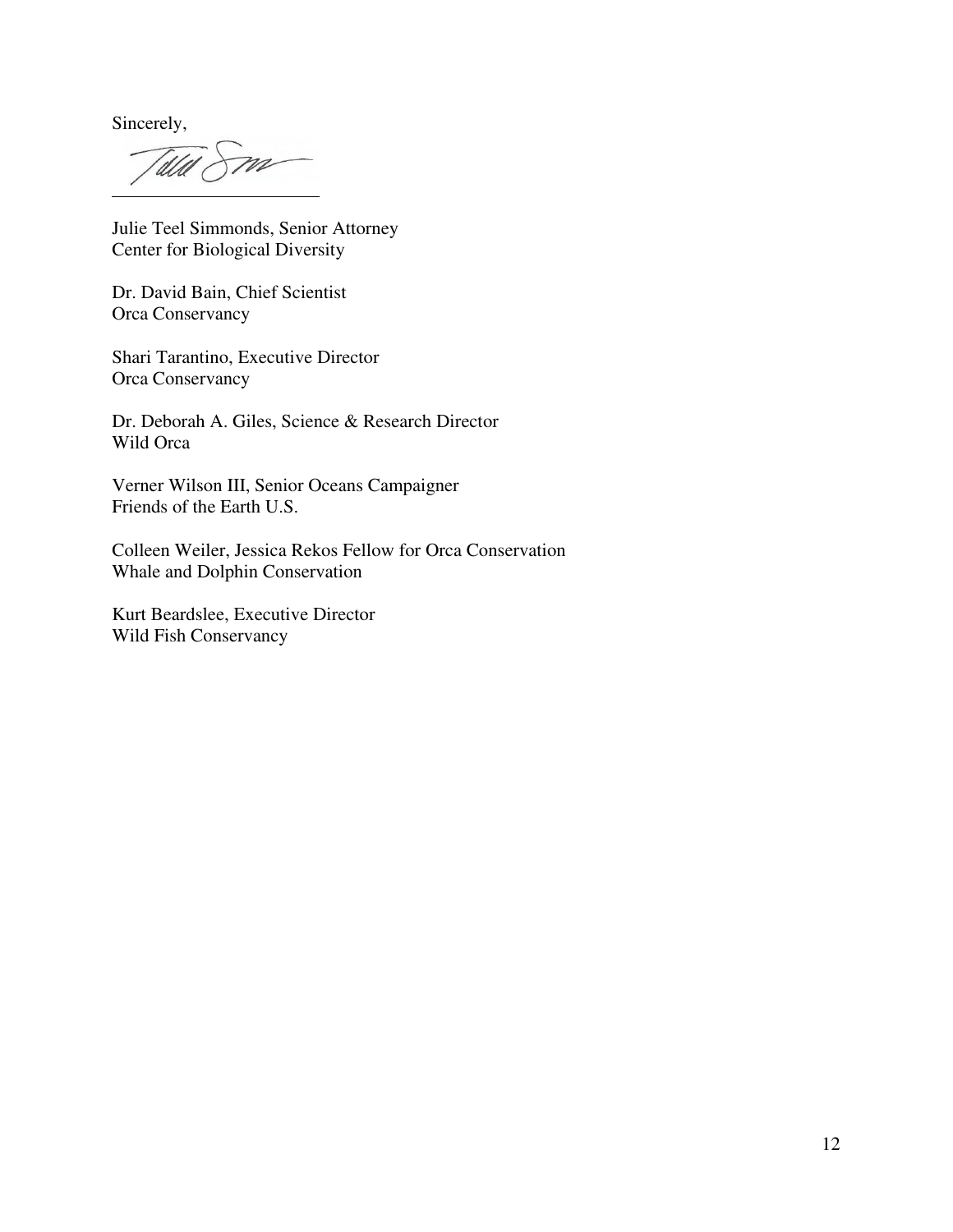Sincerely,

\_\_\_\_\_\_\_\_\_\_\_\_\_\_\_\_\_\_\_\_\_\_\_\_

Julie Teel Simmonds, Senior Attorney
Center for Biological Diversity

Dr. David Bain, Chief Scientist
Orca Conservancy

Shari Tarantino, Executive Director
Orca Conservancy

Dr. Deborah A. Giles, Science & Research Director
Wild Orca

Verner Wilson III, Senior Oceans Campaigner
Friends of the Earth U.S.

Colleen Weiler, Jessica Rekos Fellow for Orca Conservation
Whale and Dolphin Conservation

Kurt Beardslee, Executive Director
Wild Fish Conservancy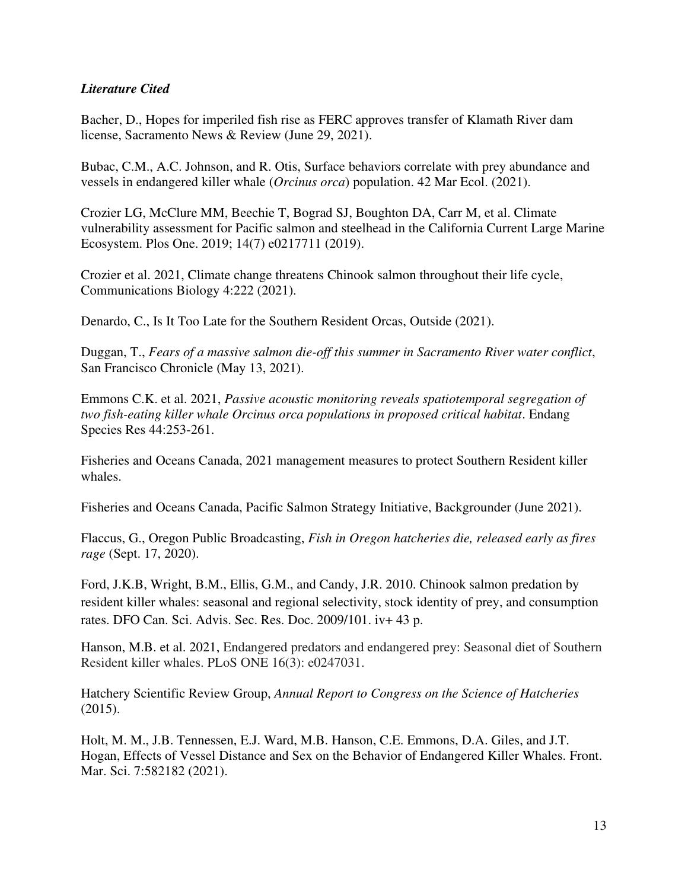### *Literature Cited*

Bacher, D., Hopes for imperiled fish rise as FERC approves transfer of Klamath River dam license, Sacramento News & Review (June 29, 2021).

Bubac, C.M., A.C. Johnson, and R. Otis, Surface behaviors correlate with prey abundance and vessels in endangered killer whale (*Orcinus orca*) population. 42 Mar Ecol. (2021).

Crozier LG, McClure MM, Beechie T, Bograd SJ, Boughton DA, Carr M, et al. Climate vulnerability assessment for Pacific salmon and steelhead in the California Current Large Marine Ecosystem. Plos One. 2019; 14(7) e0217711 (2019).

Crozier et al. 2021, Climate change threatens Chinook salmon throughout their life cycle, Communications Biology 4:222 (2021).

Denardo, C., Is It Too Late for the Southern Resident Orcas, Outside (2021).

Duggan, T., *Fears of a massive salmon die-off this summer in Sacramento River water conflict*, San Francisco Chronicle (May 13, 2021).

Emmons C.K. et al. 2021, *Passive acoustic monitoring reveals spatiotemporal segregation of two fish-eating killer whale Orcinus orca populations in proposed critical habitat*. Endang Species Res 44:253-261.

Fisheries and Oceans Canada, 2021 management measures to protect Southern Resident killer whales.

Fisheries and Oceans Canada, Pacific Salmon Strategy Initiative, Backgrounder (June 2021).

Flaccus, G., Oregon Public Broadcasting, *Fish in Oregon hatcheries die, released early as fires rage* (Sept. 17, 2020).

Ford, J.K.B, Wright, B.M., Ellis, G.M., and Candy, J.R. 2010. Chinook salmon predation by resident killer whales: seasonal and regional selectivity, stock identity of prey, and consumption rates. DFO Can. Sci. Advis. Sec. Res. Doc. 2009/101. iv+ 43 p.

Hanson, M.B. et al. 2021, Endangered predators and endangered prey: Seasonal diet of Southern Resident killer whales. PLoS ONE 16(3): e0247031.

Hatchery Scientific Review Group, *Annual Report to Congress on the Science of Hatcheries* (2015).

Holt, M. M., J.B. Tennessen, E.J. Ward, M.B. Hanson, C.E. Emmons, D.A. Giles, and J.T. Hogan, Effects of Vessel Distance and Sex on the Behavior of Endangered Killer Whales. Front. Mar. Sci. 7:582182 (2021).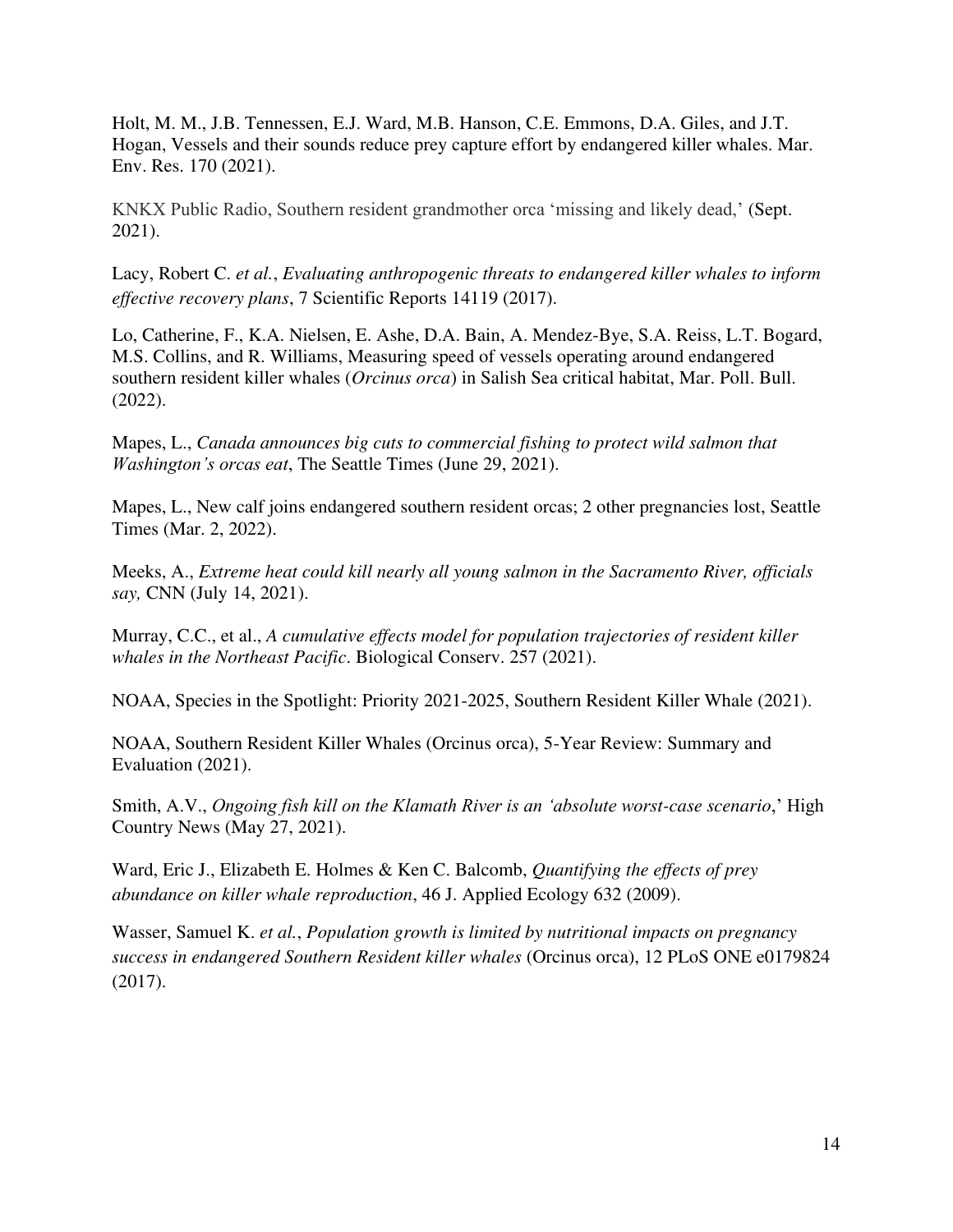Holt, M. M., J.B. Tennessen, E.J. Ward, M.B. Hanson, C.E. Emmons, D.A. Giles, and J.T. Hogan, Vessels and their sounds reduce prey capture effort by endangered killer whales. Mar. Env. Res. 170 (2021).

KNKX Public Radio, Southern resident grandmother orca 'missing and likely dead,' (Sept. 2021).

Lacy, Robert C. *et al.*, *Evaluating anthropogenic threats to endangered killer whales to inform effective recovery plans*, 7 Scientific Reports 14119 (2017).

Lo, Catherine, F., K.A. Nielsen, E. Ashe, D.A. Bain, A. Mendez-Bye, S.A. Reiss, L.T. Bogard, M.S. Collins, and R. Williams, Measuring speed of vessels operating around endangered southern resident killer whales (*Orcinus orca*) in Salish Sea critical habitat, Mar. Poll. Bull. (2022).

Mapes, L., *Canada announces big cuts to commercial fishing to protect wild salmon that Washington's orcas eat*, The Seattle Times (June 29, 2021).

Mapes, L., New calf joins endangered southern resident orcas; 2 other pregnancies lost, Seattle Times (Mar. 2, 2022).

Meeks, A., *Extreme heat could kill nearly all young salmon in the Sacramento River, officials say,* CNN (July 14, 2021).

Murray, C.C., et al., *A cumulative effects model for population trajectories of resident killer whales in the Northeast Pacific*. Biological Conserv. 257 (2021).

NOAA, Species in the Spotlight: Priority 2021-2025, Southern Resident Killer Whale (2021).

NOAA, Southern Resident Killer Whales (Orcinus orca), 5-Year Review: Summary and Evaluation (2021).

Smith, A.V., *Ongoing fish kill on the Klamath River is an 'absolute worst-case scenario*,' High Country News (May 27, 2021).

Ward, Eric J., Elizabeth E. Holmes & Ken C. Balcomb, *Quantifying the effects of prey abundance on killer whale reproduction*, 46 J. Applied Ecology 632 (2009).

Wasser, Samuel K. *et al.*, *Population growth is limited by nutritional impacts on pregnancy success in endangered Southern Resident killer whales* (Orcinus orca), 12 PLoS ONE e0179824 (2017).